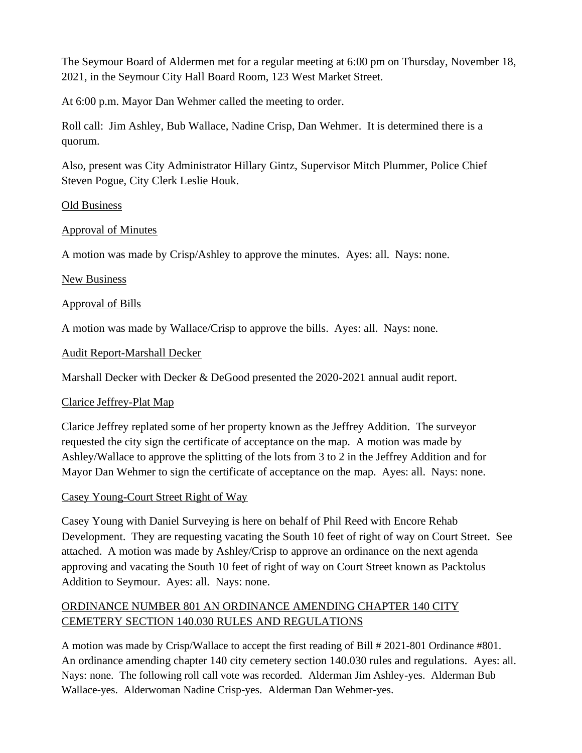The Seymour Board of Aldermen met for a regular meeting at 6:00 pm on Thursday, November 18, 2021, in the Seymour City Hall Board Room, 123 West Market Street.

At 6:00 p.m. Mayor Dan Wehmer called the meeting to order.

Roll call: Jim Ashley, Bub Wallace, Nadine Crisp, Dan Wehmer. It is determined there is a quorum.

Also, present was City Administrator Hillary Gintz, Supervisor Mitch Plummer, Police Chief Steven Pogue, City Clerk Leslie Houk.

Old Business

Approval of Minutes

A motion was made by Crisp/Ashley to approve the minutes. Ayes: all. Nays: none.

New Business

Approval of Bills

A motion was made by Wallace/Crisp to approve the bills. Ayes: all. Nays: none.

Audit Report-Marshall Decker

Marshall Decker with Decker & DeGood presented the 2020-2021 annual audit report.

Clarice Jeffrey-Plat Map

Clarice Jeffrey replated some of her property known as the Jeffrey Addition. The surveyor requested the city sign the certificate of acceptance on the map. A motion was made by Ashley/Wallace to approve the splitting of the lots from 3 to 2 in the Jeffrey Addition and for Mayor Dan Wehmer to sign the certificate of acceptance on the map. Ayes: all. Nays: none.

Casey Young-Court Street Right of Way

Casey Young with Daniel Surveying is here on behalf of Phil Reed with Encore Rehab Development. They are requesting vacating the South 10 feet of right of way on Court Street. See attached. A motion was made by Ashley/Crisp to approve an ordinance on the next agenda approving and vacating the South 10 feet of right of way on Court Street known as Packtolus Addition to Seymour. Ayes: all. Nays: none.

ORDINANCE NUMBER 801 AN ORDINANCE AMENDING CHAPTER 140 CITY CEMETERY SECTION 140.030 RULES AND REGULATIONS

A motion was made by Crisp/Wallace to accept the first reading of Bill # 2021-801 Ordinance #801. An ordinance amending chapter 140 city cemetery section 140.030 rules and regulations. Ayes: all. Nays: none. The following roll call vote was recorded. Alderman Jim Ashley-yes. Alderman Bub Wallace-yes. Alderwoman Nadine Crisp-yes. Alderman Dan Wehmer-yes.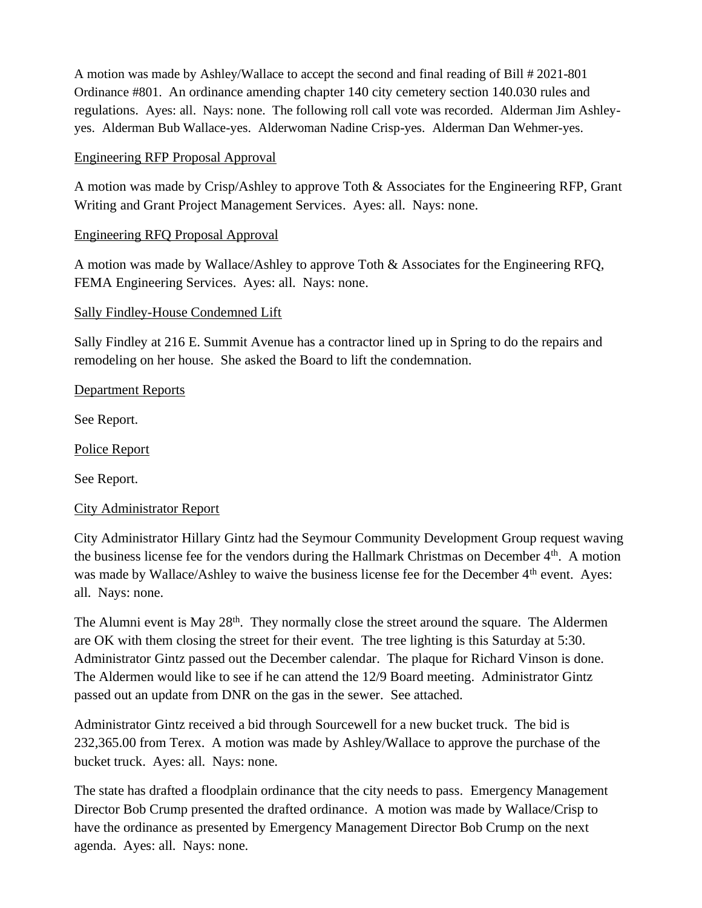A motion was made by Ashley/Wallace to accept the second and final reading of Bill # 2021-801 Ordinance #801. An ordinance amending chapter 140 city cemetery section 140.030 rules and regulations. Ayes: all. Nays: none. The following roll call vote was recorded. Alderman Jim Ashley-yes. Alderman Bub Wallace-yes. Alderwoman Nadine Crisp-yes. Alderman Dan Wehmer-yes.

Engineering RFP Proposal Approval

A motion was made by Crisp/Ashley to approve Toth & Associates for the Engineering RFP, Grant Writing and Grant Project Management Services. Ayes: all. Nays: none.

Engineering RFQ Proposal Approval

A motion was made by Wallace/Ashley to approve Toth & Associates for the Engineering RFQ, FEMA Engineering Services. Ayes: all. Nays: none.

Sally Findley-House Condemned Lift

Sally Findley at 216 E. Summit Avenue has a contractor lined up in Spring to do the repairs and remodeling on her house. She asked the Board to lift the condemnation.

Department Reports

See Report.

Police Report

See Report.

City Administrator Report

City Administrator Hillary Gintz had the Seymour Community Development Group request waving the business license fee for the vendors during the Hallmark Christmas on December 4th. A motion was made by Wallace/Ashley to waive the business license fee for the December 4th event. Ayes: all. Nays: none.

The Alumni event is May 28th. They normally close the street around the square. The Aldermen are OK with them closing the street for their event. The tree lighting is this Saturday at 5:30. Administrator Gintz passed out the December calendar. The plaque for Richard Vinson is done. The Aldermen would like to see if he can attend the 12/9 Board meeting. Administrator Gintz passed out an update from DNR on the gas in the sewer. See attached.

Administrator Gintz received a bid through Sourcewell for a new bucket truck. The bid is 232,365.00 from Terex. A motion was made by Ashley/Wallace to approve the purchase of the bucket truck. Ayes: all. Nays: none.

The state has drafted a floodplain ordinance that the city needs to pass. Emergency Management Director Bob Crump presented the drafted ordinance. A motion was made by Wallace/Crisp to have the ordinance as presented by Emergency Management Director Bob Crump on the next agenda. Ayes: all. Nays: none.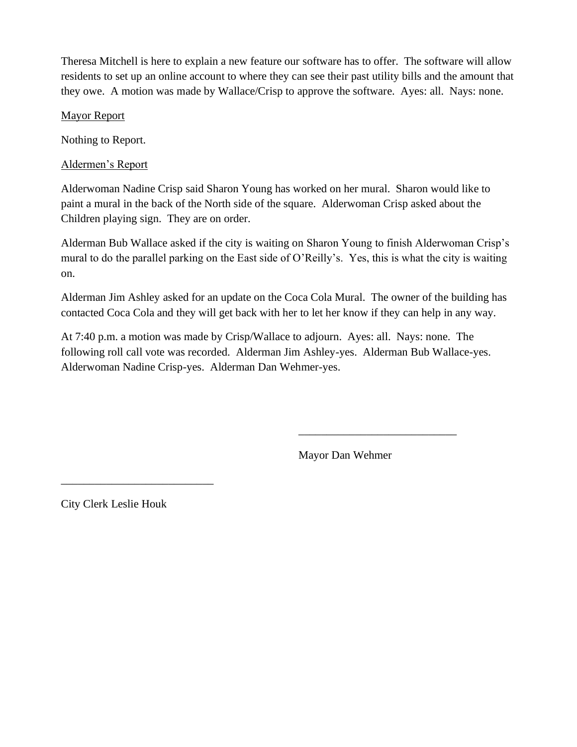Theresa Mitchell is here to explain a new feature our software has to offer. The software will allow residents to set up an online account to where they can see their past utility bills and the amount that they owe. A motion was made by Wallace/Crisp to approve the software. Ayes: all. Nays: none.

<u>Mayor Report</u>

Nothing to Report.

<u>Aldermen's Report</u>

Alderwoman Nadine Crisp said Sharon Young has worked on her mural. Sharon would like to paint a mural in the back of the North side of the square. Alderwoman Crisp asked about the Children playing sign. They are on order.

Alderman Bub Wallace asked if the city is waiting on Sharon Young to finish Alderwoman Crisp's mural to do the parallel parking on the East side of O'Reilly's. Yes, this is what the city is waiting on.

Alderman Jim Ashley asked for an update on the Coca Cola Mural. The owner of the building has contacted Coca Cola and they will get back with her to let her know if they can help in any way.

At 7:40 p.m. a motion was made by Crisp/Wallace to adjourn. Ayes: all. Nays: none. The following roll call vote was recorded. Alderman Jim Ashley-yes. Alderman Bub Wallace-yes. Alderwoman Nadine Crisp-yes. Alderman Dan Wehmer-yes.

\_\_\_\_\_\_\_\_\_\_\_\_\_\_\_\_\_\_\_\_\_\_\_\_\_\_\_\_

Mayor Dan Wehmer

\_\_\_\_\_\_\_\_\_\_\_\_\_\_\_\_\_\_\_\_\_\_\_\_\_\_\_

City Clerk Leslie Houk